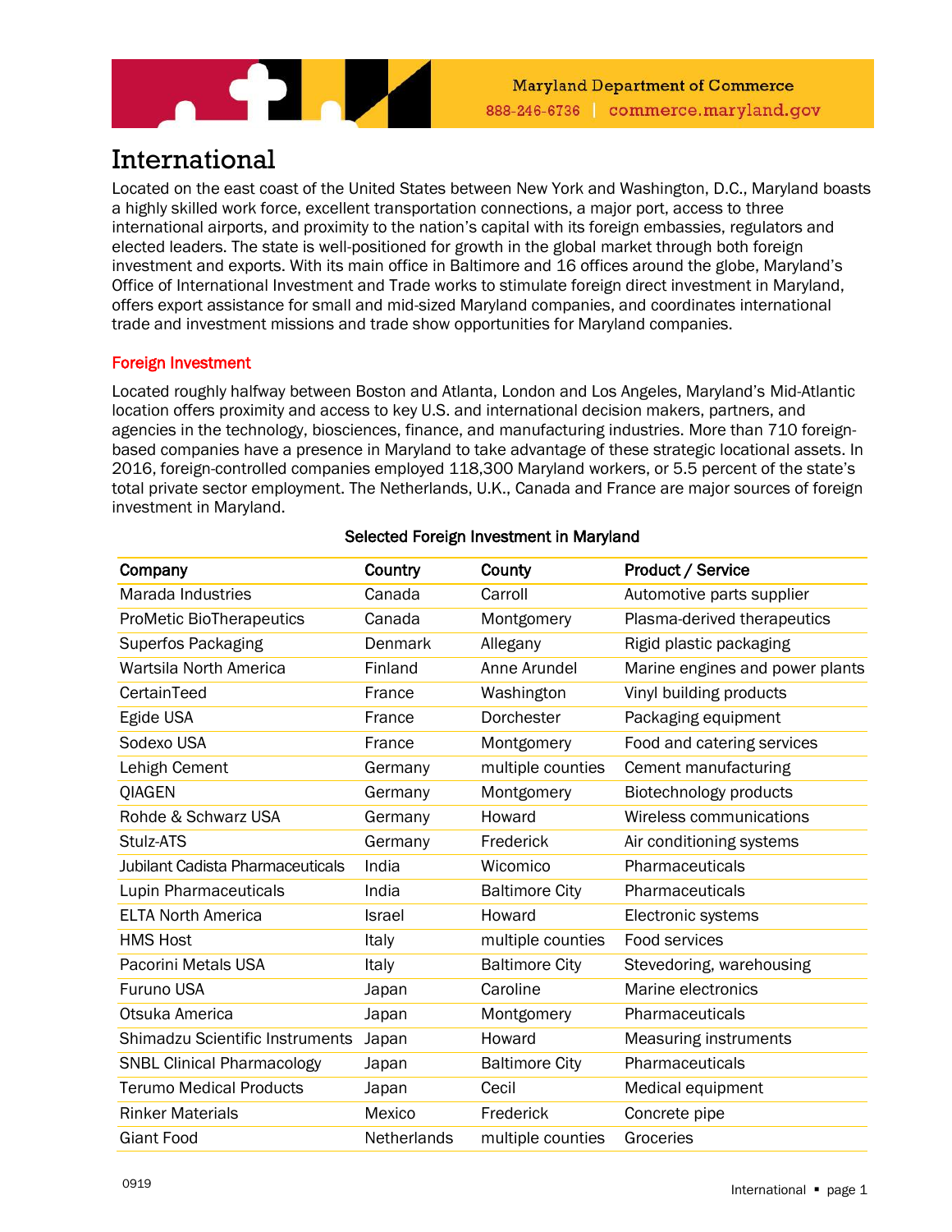# International

Located on the east coast of the United States between New York and Washington, D.C., Maryland boasts a highly skilled work force, excellent transportation connections, a major port, access to three international airports, and proximity to the nation's capital with its foreign embassies, regulators and elected leaders. The state is well-positioned for growth in the global market through both foreign investment and exports. With its main office in Baltimore and 16 offices around the globe, Maryland's Office of International Investment and Trade works to stimulate foreign direct investment in Maryland, offers export assistance for small and mid-sized Maryland companies, and coordinates international trade and investment missions and trade show opportunities for Maryland companies.

## Foreign Investment

Located roughly halfway between Boston and Atlanta, London and Los Angeles, Maryland's Mid-Atlantic location offers proximity and access to key U.S. and international decision makers, partners, and agencies in the technology, biosciences, finance, and manufacturing industries. More than 710 foreign-based companies have a presence in Maryland to take advantage of these strategic locational assets. In 2016, foreign-controlled companies employed 118,300 Maryland workers, or 5.5 percent of the state's total private sector employment. The Netherlands, U.K., Canada and France are major sources of foreign investment in Maryland.

**Selected Foreign Investment in Maryland**

| Company | Country | County | Product / Service |
|---|---|---|---|
| Marada Industries | Canada | Carroll | Automotive parts supplier |
| ProMetic BioTherapeutics | Canada | Montgomery | Plasma-derived therapeutics |
| Superfos Packaging | Denmark | Allegany | Rigid plastic packaging |
| Wartsila North America | Finland | Anne Arundel | Marine engines and power plants |
| CertainTeed | France | Washington | Vinyl building products |
| Egide USA | France | Dorchester | Packaging equipment |
| Sodexo USA | France | Montgomery | Food and catering services |
| Lehigh Cement | Germany | multiple counties | Cement manufacturing |
| QIAGEN | Germany | Montgomery | Biotechnology products |
| Rohde & Schwarz USA | Germany | Howard | Wireless communications |
| Stulz-ATS | Germany | Frederick | Air conditioning systems |
| Jubilant Cadista Pharmaceuticals | India | Wicomico | Pharmaceuticals |
| Lupin Pharmaceuticals | India | Baltimore City | Pharmaceuticals |
| ELTA North America | Israel | Howard | Electronic systems |
| HMS Host | Italy | multiple counties | Food services |
| Pacorini Metals USA | Italy | Baltimore City | Stevedoring, warehousing |
| Furuno USA | Japan | Caroline | Marine electronics |
| Otsuka America | Japan | Montgomery | Pharmaceuticals |
| Shimadzu Scientific Instruments | Japan | Howard | Measuring instruments |
| SNBL Clinical Pharmacology | Japan | Baltimore City | Pharmaceuticals |
| Terumo Medical Products | Japan | Cecil | Medical equipment |
| Rinker Materials | Mexico | Frederick | Concrete pipe |
| Giant Food | Netherlands | multiple counties | Groceries |

0919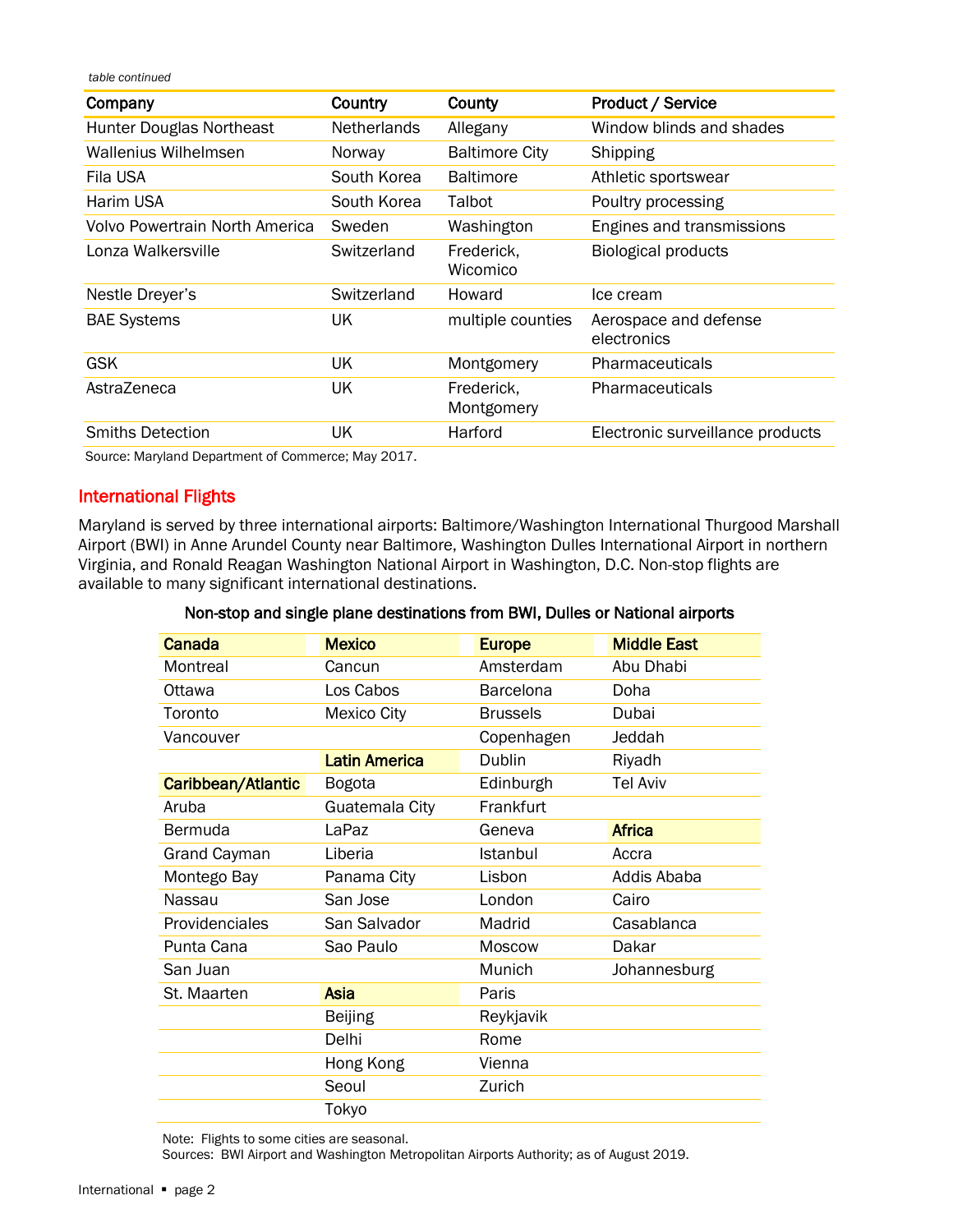*table continued*

| Company | Country | County | Product / Service |
|---|---|---|---|
| Hunter Douglas Northeast | Netherlands | Allegany | Window blinds and shades |
| Wallenius Wilhelmsen | Norway | Baltimore City | Shipping |
| Fila USA | South Korea | Baltimore | Athletic sportswear |
| Harim USA | South Korea | Talbot | Poultry processing |
| Volvo Powertrain North America | Sweden | Washington | Engines and transmissions |
| Lonza Walkersville | Switzerland | Frederick, Wicomico | Biological products |
| Nestle Dreyer's | Switzerland | Howard | Ice cream |
| BAE Systems | UK | multiple counties | Aerospace and defense electronics |
| GSK | UK | Montgomery | Pharmaceuticals |
| AstraZeneca | UK | Frederick, Montgomery | Pharmaceuticals |
| Smiths Detection | UK | Harford | Electronic surveillance products |

Source: Maryland Department of Commerce; May 2017.

## International Flights

Maryland is served by three international airports: Baltimore/Washington International Thurgood Marshall Airport (BWI) in Anne Arundel County near Baltimore, Washington Dulles International Airport in northern Virginia, and Ronald Reagan Washington National Airport in Washington, D.C. Non-stop flights are available to many significant international destinations.

**Non-stop and single plane destinations from BWI, Dulles or National airports**

| Canada | Mexico | Europe | Middle East |
|---|---|---|---|
| Montreal | Cancun | Amsterdam | Abu Dhabi |
| Ottawa | Los Cabos | Barcelona | Doha |
| Toronto | Mexico City | Brussels | Dubai |
| Vancouver | | Copenhagen | Jeddah |
| | **Latin America** | Dublin | Riyadh |
| **Caribbean/Atlantic** | Bogota | Edinburgh | Tel Aviv |
| Aruba | Guatemala City | Frankfurt | |
| Bermuda | LaPaz | Geneva | **Africa** |
| Grand Cayman | Liberia | Istanbul | Accra |
| Montego Bay | Panama City | Lisbon | Addis Ababa |
| Nassau | San Jose | London | Cairo |
| Providenciales | San Salvador | Madrid | Casablanca |
| Punta Cana | Sao Paulo | Moscow | Dakar |
| San Juan | | Munich | Johannesburg |
| St. Maarten | **Asia** | Paris | |
| | Beijing | Reykjavik | |
| | Delhi | Rome | |
| | Hong Kong | Vienna | |
| | Seoul | Zurich | |
| | Tokyo | | |

Note: Flights to some cities are seasonal.
Sources: BWI Airport and Washington Metropolitan Airports Authority; as of August 2019.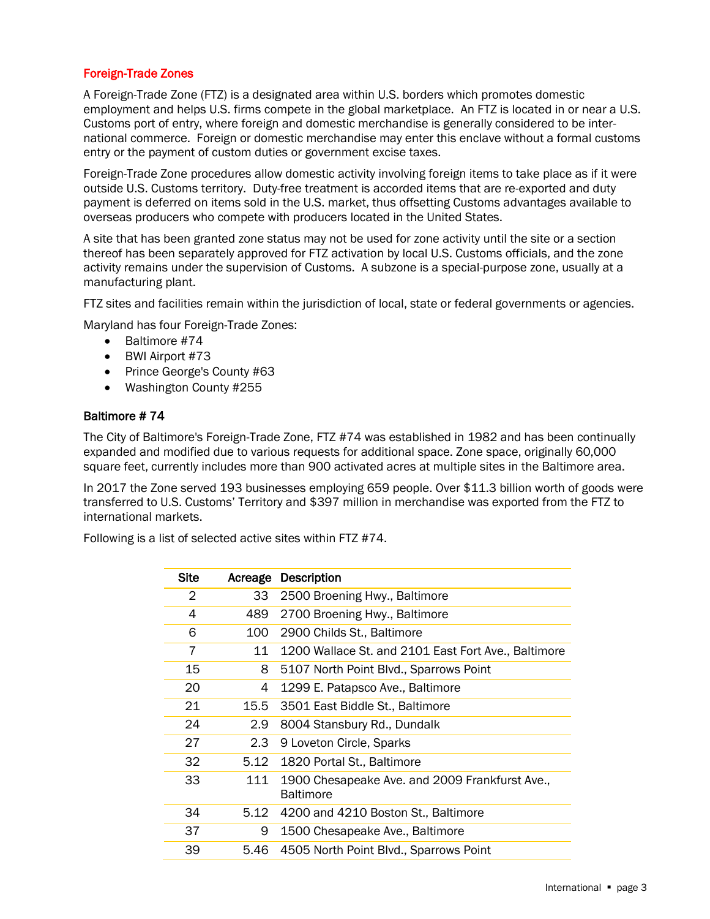## Foreign-Trade Zones

A Foreign-Trade Zone (FTZ) is a designated area within U.S. borders which promotes domestic employment and helps U.S. firms compete in the global marketplace. An FTZ is located in or near a U.S. Customs port of entry, where foreign and domestic merchandise is generally considered to be international commerce. Foreign or domestic merchandise may enter this enclave without a formal customs entry or the payment of custom duties or government excise taxes.

Foreign-Trade Zone procedures allow domestic activity involving foreign items to take place as if it were outside U.S. Customs territory. Duty-free treatment is accorded items that are re-exported and duty payment is deferred on items sold in the U.S. market, thus offsetting Customs advantages available to overseas producers who compete with producers located in the United States.

A site that has been granted zone status may not be used for zone activity until the site or a section thereof has been separately approved for FTZ activation by local U.S. Customs officials, and the zone activity remains under the supervision of Customs. A subzone is a special-purpose zone, usually at a manufacturing plant.

FTZ sites and facilities remain within the jurisdiction of local, state or federal governments or agencies.

Maryland has four Foreign-Trade Zones:

- Baltimore #74
- BWI Airport #73
- Prince George's County #63
- Washington County #255

### Baltimore # 74

The City of Baltimore's Foreign-Trade Zone, FTZ #74 was established in 1982 and has been continually expanded and modified due to various requests for additional space. Zone space, originally 60,000 square feet, currently includes more than 900 activated acres at multiple sites in the Baltimore area.

In 2017 the Zone served 193 businesses employing 659 people. Over $11.3 billion worth of goods were transferred to U.S. Customs' Territory and $397 million in merchandise was exported from the FTZ to international markets.

Following is a list of selected active sites within FTZ #74.

| Site | Acreage | Description |
|---|---|---|
| 2 | 33 | 2500 Broening Hwy., Baltimore |
| 4 | 489 | 2700 Broening Hwy., Baltimore |
| 6 | 100 | 2900 Childs St., Baltimore |
| 7 | 11 | 1200 Wallace St. and 2101 East Fort Ave., Baltimore |
| 15 | 8 | 5107 North Point Blvd., Sparrows Point |
| 20 | 4 | 1299 E. Patapsco Ave., Baltimore |
| 21 | 15.5 | 3501 East Biddle St., Baltimore |
| 24 | 2.9 | 8004 Stansbury Rd., Dundalk |
| 27 | 2.3 | 9 Loveton Circle, Sparks |
| 32 | 5.12 | 1820 Portal St., Baltimore |
| 33 | 111 | 1900 Chesapeake Ave. and 2009 Frankfurst Ave., Baltimore |
| 34 | 5.12 | 4200 and 4210 Boston St., Baltimore |
| 37 | 9 | 1500 Chesapeake Ave., Baltimore |
| 39 | 5.46 | 4505 North Point Blvd., Sparrows Point |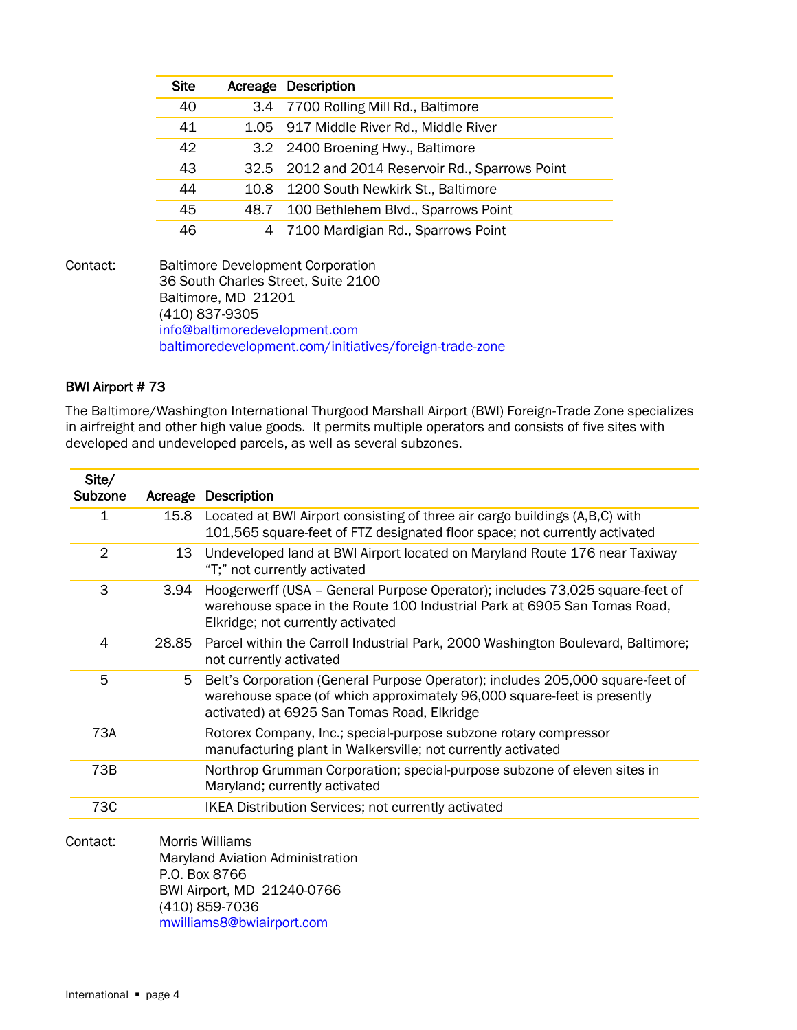| Site | Acreage | Description |
|---|---|---|
| 40 | 3.4 | 7700 Rolling Mill Rd., Baltimore |
| 41 | 1.05 | 917 Middle River Rd., Middle River |
| 42 | 3.2 | 2400 Broening Hwy., Baltimore |
| 43 | 32.5 | 2012 and 2014 Reservoir Rd., Sparrows Point |
| 44 | 10.8 | 1200 South Newkirk St., Baltimore |
| 45 | 48.7 | 100 Bethlehem Blvd., Sparrows Point |
| 46 | 4 | 7100 Mardigian Rd., Sparrows Point |

Contact: Baltimore Development Corporation
36 South Charles Street, Suite 2100
Baltimore, MD 21201
(410) 837-9305
info@baltimoredevelopment.com
baltimoredevelopment.com/initiatives/foreign-trade-zone

### BWI Airport # 73

The Baltimore/Washington International Thurgood Marshall Airport (BWI) Foreign-Trade Zone specializes in airfreight and other high value goods. It permits multiple operators and consists of five sites with developed and undeveloped parcels, as well as several subzones.

| Site/ Subzone | Acreage | Description |
|---|---|---|
| 1 | 15.8 | Located at BWI Airport consisting of three air cargo buildings (A,B,C) with 101,565 square-feet of FTZ designated floor space; not currently activated |
| 2 | 13 | Undeveloped land at BWI Airport located on Maryland Route 176 near Taxiway "T;" not currently activated |
| 3 | 3.94 | Hoogerwerff (USA – General Purpose Operator); includes 73,025 square-feet of warehouse space in the Route 100 Industrial Park at 6905 San Tomas Road, Elkridge; not currently activated |
| 4 | 28.85 | Parcel within the Carroll Industrial Park, 2000 Washington Boulevard, Baltimore; not currently activated |
| 5 | 5 | Belt's Corporation (General Purpose Operator); includes 205,000 square-feet of warehouse space (of which approximately 96,000 square-feet is presently activated) at 6925 San Tomas Road, Elkridge |
| 73A | | Rotorex Company, Inc.; special-purpose subzone rotary compressor manufacturing plant in Walkersville; not currently activated |
| 73B | | Northrop Grumman Corporation; special-purpose subzone of eleven sites in Maryland; currently activated |
| 73C | | IKEA Distribution Services; not currently activated |

Contact: Morris Williams
Maryland Aviation Administration
P.O. Box 8766
BWI Airport, MD 21240-0766
(410) 859-7036
mwilliams8@bwiairport.com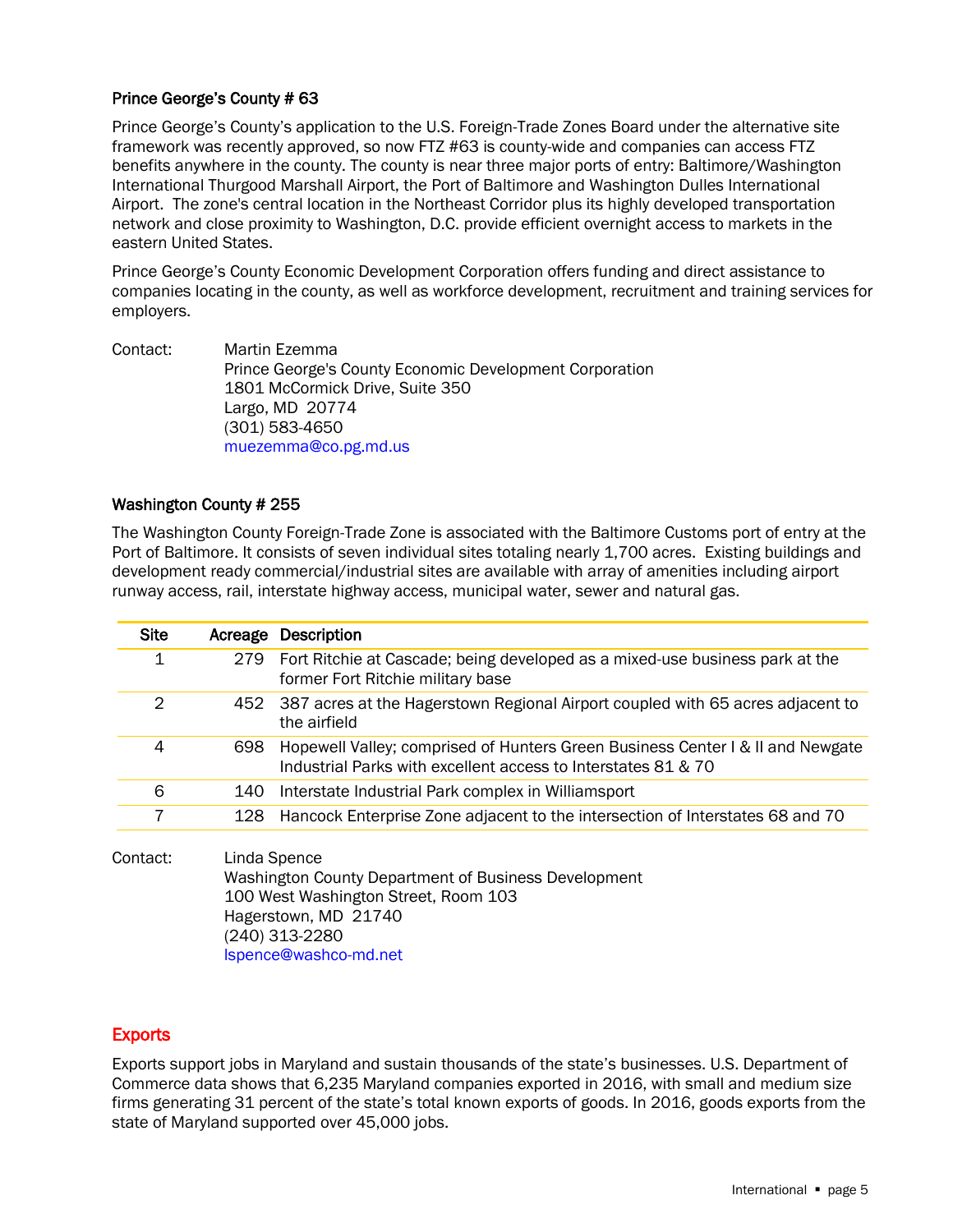### Prince George's County # 63

Prince George's County's application to the U.S. Foreign-Trade Zones Board under the alternative site framework was recently approved, so now FTZ #63 is county-wide and companies can access FTZ benefits anywhere in the county. The county is near three major ports of entry: Baltimore/Washington International Thurgood Marshall Airport, the Port of Baltimore and Washington Dulles International Airport. The zone's central location in the Northeast Corridor plus its highly developed transportation network and close proximity to Washington, D.C. provide efficient overnight access to markets in the eastern United States.

Prince George's County Economic Development Corporation offers funding and direct assistance to companies locating in the county, as well as workforce development, recruitment and training services for employers.

Contact: Martin Ezemma
Prince George's County Economic Development Corporation
1801 McCormick Drive, Suite 350
Largo, MD 20774
(301) 583-4650
muezemma@co.pg.md.us

### Washington County # 255

The Washington County Foreign-Trade Zone is associated with the Baltimore Customs port of entry at the Port of Baltimore. It consists of seven individual sites totaling nearly 1,700 acres. Existing buildings and development ready commercial/industrial sites are available with array of amenities including airport runway access, rail, interstate highway access, municipal water, sewer and natural gas.

| Site | Acreage | Description |
|---|---|---|
| 1 | 279 | Fort Ritchie at Cascade; being developed as a mixed-use business park at the former Fort Ritchie military base |
| 2 | 452 | 387 acres at the Hagerstown Regional Airport coupled with 65 acres adjacent to the airfield |
| 4 | 698 | Hopewell Valley; comprised of Hunters Green Business Center I & II and Newgate Industrial Parks with excellent access to Interstates 81 & 70 |
| 6 | 140 | Interstate Industrial Park complex in Williamsport |
| 7 | 128 | Hancock Enterprise Zone adjacent to the intersection of Interstates 68 and 70 |

Contact: Linda Spence
Washington County Department of Business Development
100 West Washington Street, Room 103
Hagerstown, MD 21740
(240) 313-2280
lspence@washco-md.net

## Exports

Exports support jobs in Maryland and sustain thousands of the state's businesses. U.S. Department of Commerce data shows that 6,235 Maryland companies exported in 2016, with small and medium size firms generating 31 percent of the state's total known exports of goods. In 2016, goods exports from the state of Maryland supported over 45,000 jobs.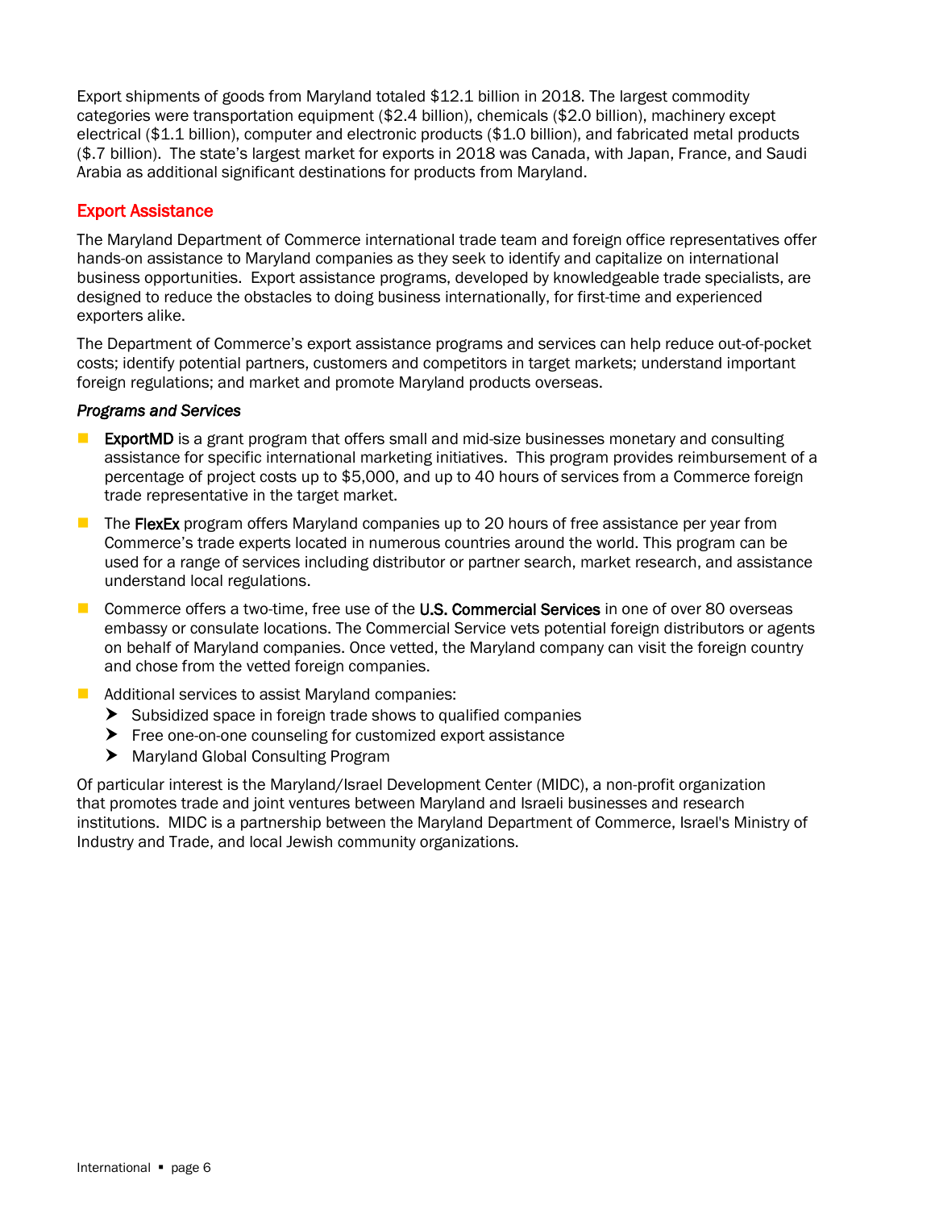Export shipments of goods from Maryland totaled $12.1 billion in 2018. The largest commodity categories were transportation equipment ($2.4 billion), chemicals ($2.0 billion), machinery except electrical ($1.1 billion), computer and electronic products ($1.0 billion), and fabricated metal products ($.7 billion). The state's largest market for exports in 2018 was Canada, with Japan, France, and Saudi Arabia as additional significant destinations for products from Maryland.

## Export Assistance

The Maryland Department of Commerce international trade team and foreign office representatives offer hands-on assistance to Maryland companies as they seek to identify and capitalize on international business opportunities. Export assistance programs, developed by knowledgeable trade specialists, are designed to reduce the obstacles to doing business internationally, for first-time and experienced exporters alike.

The Department of Commerce's export assistance programs and services can help reduce out-of-pocket costs; identify potential partners, customers and competitors in target markets; understand important foreign regulations; and market and promote Maryland products overseas.

### *Programs and Services*

- **ExportMD** is a grant program that offers small and mid-size businesses monetary and consulting assistance for specific international marketing initiatives. This program provides reimbursement of a percentage of project costs up to $5,000, and up to 40 hours of services from a Commerce foreign trade representative in the target market.
- The **FlexEx** program offers Maryland companies up to 20 hours of free assistance per year from Commerce's trade experts located in numerous countries around the world. This program can be used for a range of services including distributor or partner search, market research, and assistance understand local regulations.
- Commerce offers a two-time, free use of the **U.S. Commercial Services** in one of over 80 overseas embassy or consulate locations. The Commercial Service vets potential foreign distributors or agents on behalf of Maryland companies. Once vetted, the Maryland company can visit the foreign country and chose from the vetted foreign companies.
- Additional services to assist Maryland companies:
  - Subsidized space in foreign trade shows to qualified companies
  - Free one-on-one counseling for customized export assistance
  - Maryland Global Consulting Program

Of particular interest is the Maryland/Israel Development Center (MIDC), a non-profit organization that promotes trade and joint ventures between Maryland and Israeli businesses and research institutions. MIDC is a partnership between the Maryland Department of Commerce, Israel's Ministry of Industry and Trade, and local Jewish community organizations.